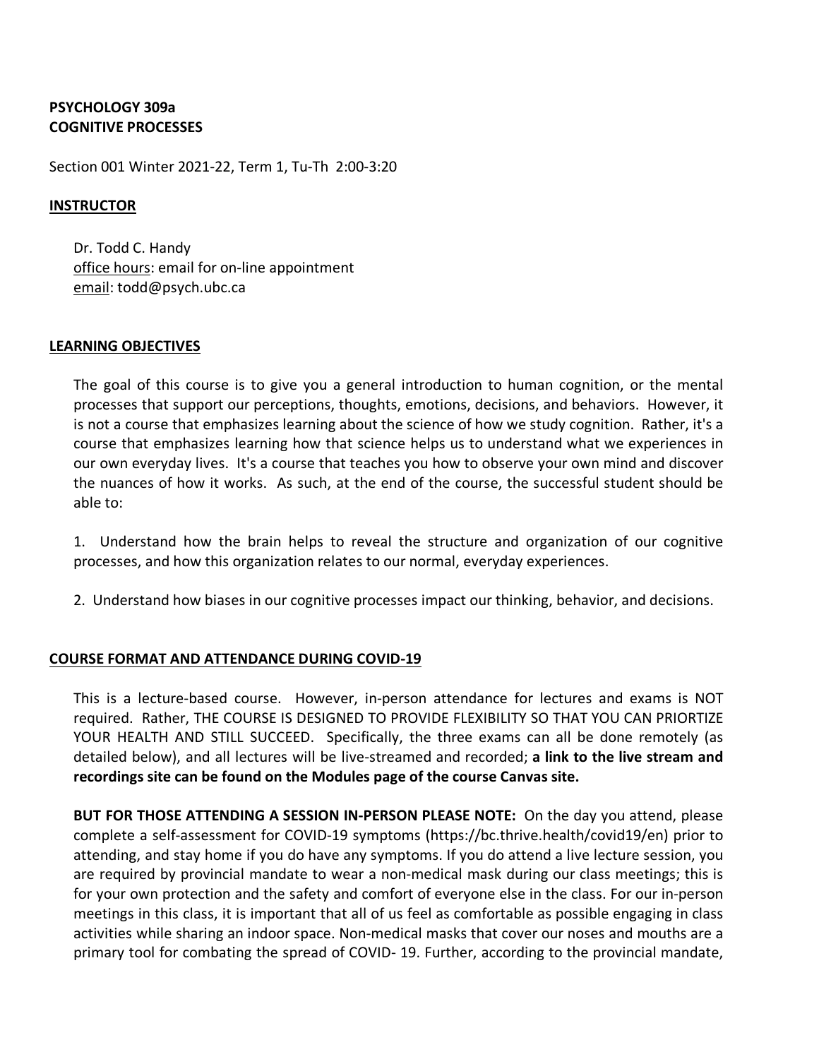**PSYCHOLOGY 309a**
**COGNITIVE PROCESSES**

Section 001 Winter 2021-22, Term 1, Tu-Th 2:00-3:20

## INSTRUCTOR

Dr. Todd C. Handy
office hours: email for on-line appointment
email: todd@psych.ubc.ca

## LEARNING OBJECTIVES

The goal of this course is to give you a general introduction to human cognition, or the mental processes that support our perceptions, thoughts, emotions, decisions, and behaviors. However, it is not a course that emphasizes learning about the science of how we study cognition. Rather, it's a course that emphasizes learning how that science helps us to understand what we experiences in our own everyday lives. It's a course that teaches you how to observe your own mind and discover the nuances of how it works. As such, at the end of the course, the successful student should be able to:

1. Understand how the brain helps to reveal the structure and organization of our cognitive processes, and how this organization relates to our normal, everyday experiences.

2. Understand how biases in our cognitive processes impact our thinking, behavior, and decisions.

## COURSE FORMAT AND ATTENDANCE DURING COVID-19

This is a lecture-based course. However, in-person attendance for lectures and exams is NOT required. Rather, THE COURSE IS DESIGNED TO PROVIDE FLEXIBILITY SO THAT YOU CAN PRIORTIZE YOUR HEALTH AND STILL SUCCEED. Specifically, the three exams can all be done remotely (as detailed below), and all lectures will be live-streamed and recorded; **a link to the live stream and recordings site can be found on the Modules page of the course Canvas site.**

**BUT FOR THOSE ATTENDING A SESSION IN-PERSON PLEASE NOTE:** On the day you attend, please complete a self-assessment for COVID-19 symptoms (https://bc.thrive.health/covid19/en) prior to attending, and stay home if you do have any symptoms. If you do attend a live lecture session, you are required by provincial mandate to wear a non-medical mask during our class meetings; this is for your own protection and the safety and comfort of everyone else in the class. For our in-person meetings in this class, it is important that all of us feel as comfortable as possible engaging in class activities while sharing an indoor space. Non-medical masks that cover our noses and mouths are a primary tool for combating the spread of COVID- 19. Further, according to the provincial mandate,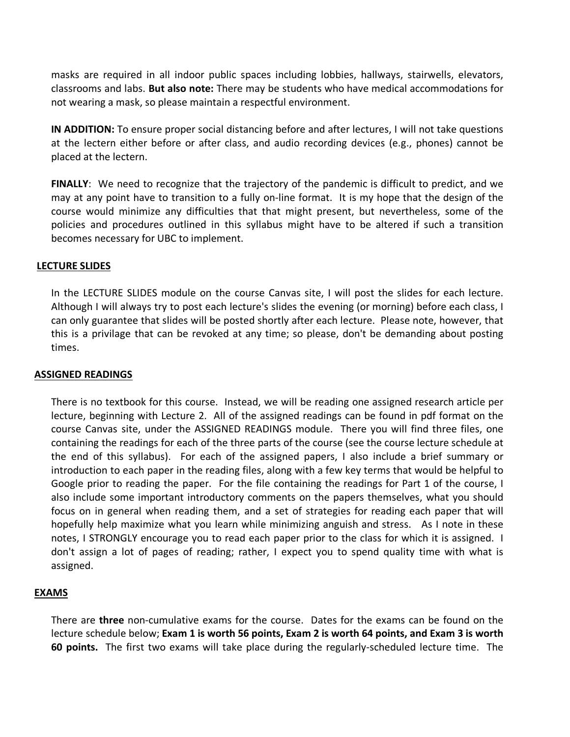masks are required in all indoor public spaces including lobbies, hallways, stairwells, elevators, classrooms and labs. **But also note:** There may be students who have medical accommodations for not wearing a mask, so please maintain a respectful environment.

**IN ADDITION:** To ensure proper social distancing before and after lectures, I will not take questions at the lectern either before or after class, and audio recording devices (e.g., phones) cannot be placed at the lectern.

**FINALLY**: We need to recognize that the trajectory of the pandemic is difficult to predict, and we may at any point have to transition to a fully on-line format. It is my hope that the design of the course would minimize any difficulties that that might present, but nevertheless, some of the policies and procedures outlined in this syllabus might have to be altered if such a transition becomes necessary for UBC to implement.

## LECTURE SLIDES

In the LECTURE SLIDES module on the course Canvas site, I will post the slides for each lecture. Although I will always try to post each lecture's slides the evening (or morning) before each class, I can only guarantee that slides will be posted shortly after each lecture. Please note, however, that this is a privilage that can be revoked at any time; so please, don't be demanding about posting times.

## ASSIGNED READINGS

There is no textbook for this course. Instead, we will be reading one assigned research article per lecture, beginning with Lecture 2. All of the assigned readings can be found in pdf format on the course Canvas site, under the ASSIGNED READINGS module. There you will find three files, one containing the readings for each of the three parts of the course (see the course lecture schedule at the end of this syllabus). For each of the assigned papers, I also include a brief summary or introduction to each paper in the reading files, along with a few key terms that would be helpful to Google prior to reading the paper. For the file containing the readings for Part 1 of the course, I also include some important introductory comments on the papers themselves, what you should focus on in general when reading them, and a set of strategies for reading each paper that will hopefully help maximize what you learn while minimizing anguish and stress. As I note in these notes, I STRONGLY encourage you to read each paper prior to the class for which it is assigned. I don't assign a lot of pages of reading; rather, I expect you to spend quality time with what is assigned.

## EXAMS

There are **three** non-cumulative exams for the course. Dates for the exams can be found on the lecture schedule below; **Exam 1 is worth 56 points, Exam 2 is worth 64 points, and Exam 3 is worth 60 points.** The first two exams will take place during the regularly-scheduled lecture time. The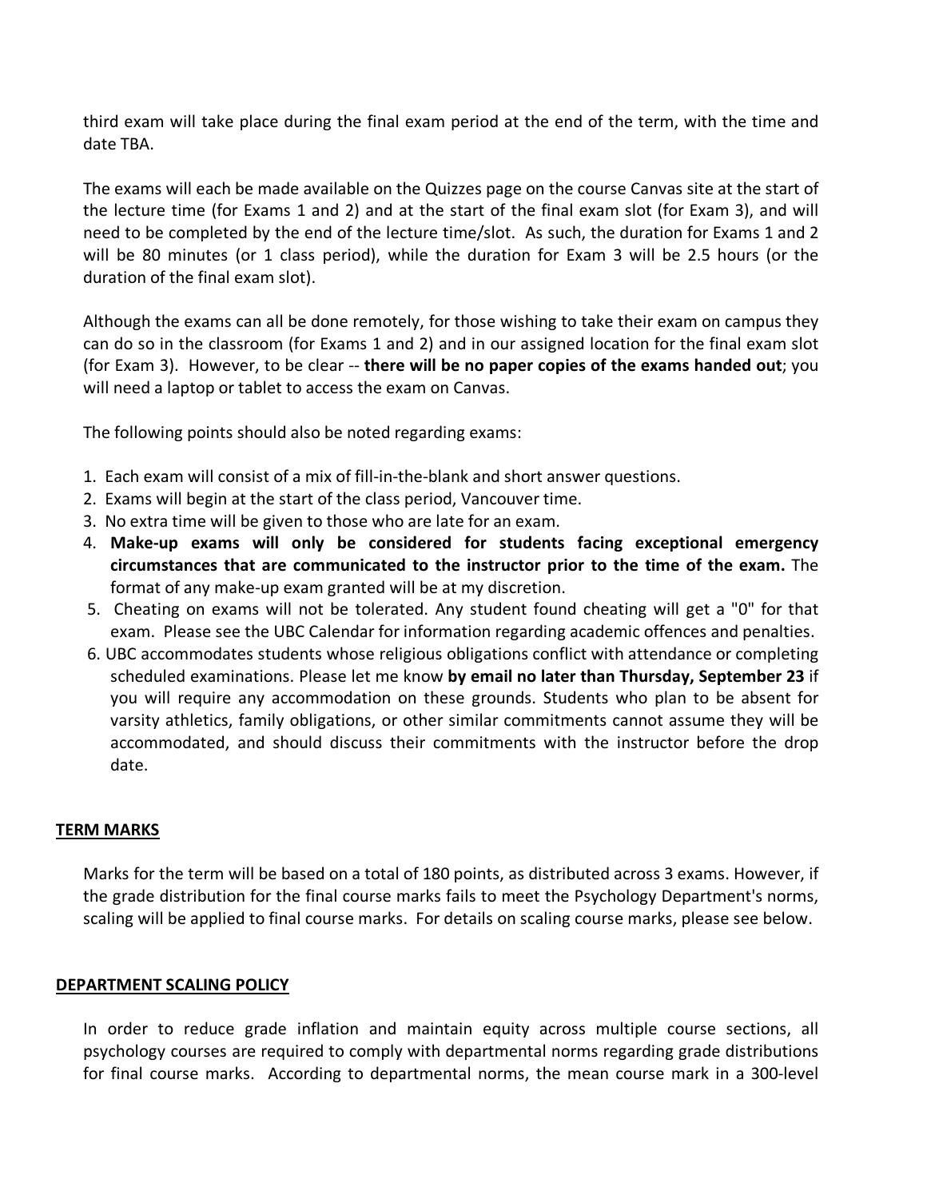third exam will take place during the final exam period at the end of the term, with the time and date TBA.

The exams will each be made available on the Quizzes page on the course Canvas site at the start of the lecture time (for Exams 1 and 2) and at the start of the final exam slot (for Exam 3), and will need to be completed by the end of the lecture time/slot. As such, the duration for Exams 1 and 2 will be 80 minutes (or 1 class period), while the duration for Exam 3 will be 2.5 hours (or the duration of the final exam slot).

Although the exams can all be done remotely, for those wishing to take their exam on campus they can do so in the classroom (for Exams 1 and 2) and in our assigned location for the final exam slot (for Exam 3). However, to be clear -- **there will be no paper copies of the exams handed out**; you will need a laptop or tablet to access the exam on Canvas.

The following points should also be noted regarding exams:

1. Each exam will consist of a mix of fill-in-the-blank and short answer questions.
2. Exams will begin at the start of the class period, Vancouver time.
3. No extra time will be given to those who are late for an exam.
4. **Make-up exams will only be considered for students facing exceptional emergency circumstances that are communicated to the instructor prior to the time of the exam.** The format of any make-up exam granted will be at my discretion.
5. Cheating on exams will not be tolerated. Any student found cheating will get a "0" for that exam. Please see the UBC Calendar for information regarding academic offences and penalties.
6. UBC accommodates students whose religious obligations conflict with attendance or completing scheduled examinations. Please let me know **by email no later than Thursday, September 23** if you will require any accommodation on these grounds. Students who plan to be absent for varsity athletics, family obligations, or other similar commitments cannot assume they will be accommodated, and should discuss their commitments with the instructor before the drop date.

## TERM MARKS

Marks for the term will be based on a total of 180 points, as distributed across 3 exams. However, if the grade distribution for the final course marks fails to meet the Psychology Department's norms, scaling will be applied to final course marks. For details on scaling course marks, please see below.

## DEPARTMENT SCALING POLICY

In order to reduce grade inflation and maintain equity across multiple course sections, all psychology courses are required to comply with departmental norms regarding grade distributions for final course marks. According to departmental norms, the mean course mark in a 300-level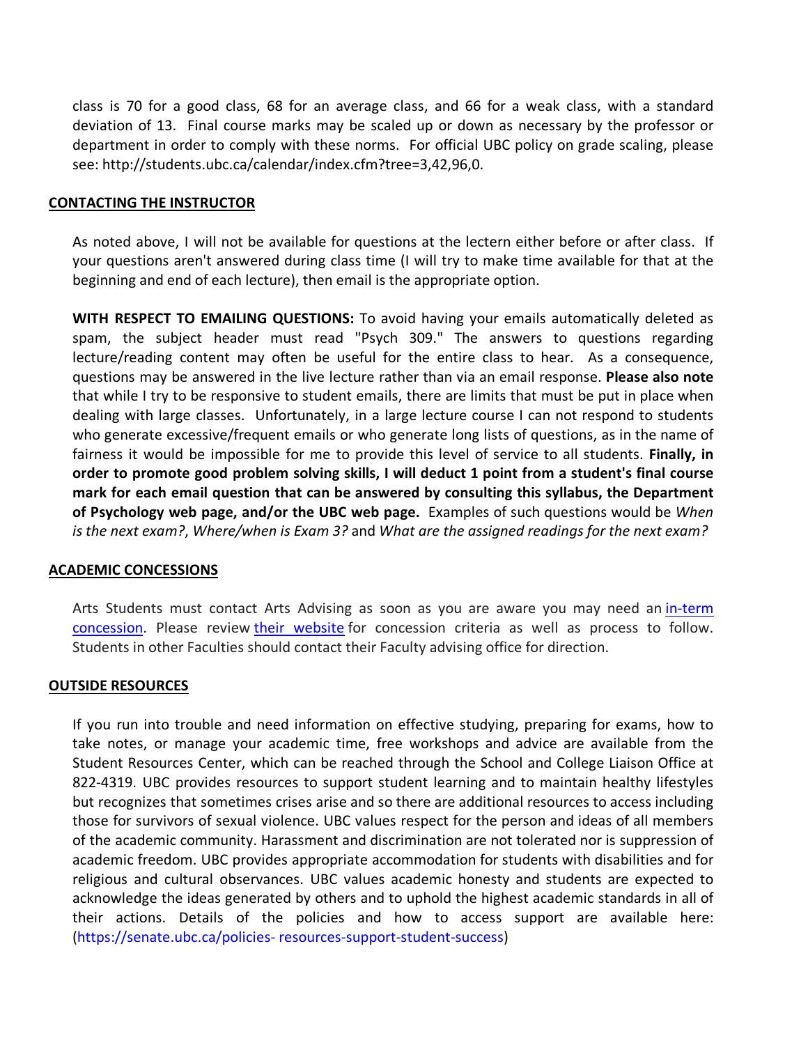class is 70 for a good class, 68 for an average class, and 66 for a weak class, with a standard deviation of 13. Final course marks may be scaled up or down as necessary by the professor or department in order to comply with these norms. For official UBC policy on grade scaling, please see: http://students.ubc.ca/calendar/index.cfm?tree=3,42,96,0.

## CONTACTING THE INSTRUCTOR

As noted above, I will not be available for questions at the lectern either before or after class. If your questions aren't answered during class time (I will try to make time available for that at the beginning and end of each lecture), then email is the appropriate option.

**WITH RESPECT TO EMAILING QUESTIONS:** To avoid having your emails automatically deleted as spam, the subject header must read "Psych 309." The answers to questions regarding lecture/reading content may often be useful for the entire class to hear. As a consequence, questions may be answered in the live lecture rather than via an email response. **Please also note** that while I try to be responsive to student emails, there are limits that must be put in place when dealing with large classes. Unfortunately, in a large lecture course I can not respond to students who generate excessive/frequent emails or who generate long lists of questions, as in the name of fairness it would be impossible for me to provide this level of service to all students. **Finally, in order to promote good problem solving skills, I will deduct 1 point from a student's final course mark for each email question that can be answered by consulting this syllabus, the Department of Psychology web page, and/or the UBC web page.** Examples of such questions would be *When is the next exam?*, *Where/when is Exam 3?* and *What are the assigned readings for the next exam?*

## ACADEMIC CONCESSIONS

Arts Students must contact Arts Advising as soon as you are aware you may need an in-term concession. Please review their website for concession criteria as well as process to follow. Students in other Faculties should contact their Faculty advising office for direction.

## OUTSIDE RESOURCES

If you run into trouble and need information on effective studying, preparing for exams, how to take notes, or manage your academic time, free workshops and advice are available from the Student Resources Center, which can be reached through the School and College Liaison Office at 822-4319. UBC provides resources to support student learning and to maintain healthy lifestyles but recognizes that sometimes crises arise and so there are additional resources to access including those for survivors of sexual violence. UBC values respect for the person and ideas of all members of the academic community. Harassment and discrimination are not tolerated nor is suppression of academic freedom. UBC provides appropriate accommodation for students with disabilities and for religious and cultural observances. UBC values academic honesty and students are expected to acknowledge the ideas generated by others and to uphold the highest academic standards in all of their actions. Details of the policies and how to access support are available here: (https://senate.ubc.ca/policies- resources-support-student-success)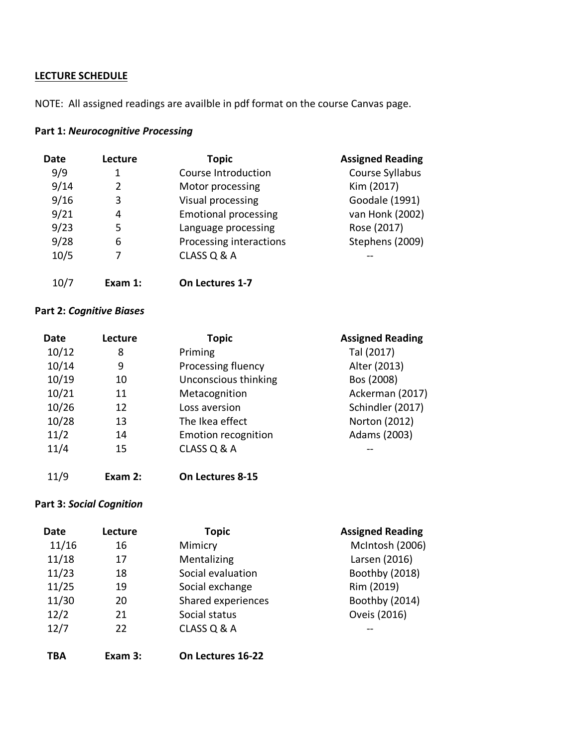**LECTURE SCHEDULE**

NOTE: All assigned readings are availble in pdf format on the course Canvas page.

**Part 1:** ***Neurocognitive Processing***

| Date | Lecture | Topic | Assigned Reading |
| --- | --- | --- | --- |
| 9/9 | 1 | Course Introduction | Course Syllabus |
| 9/14 | 2 | Motor processing | Kim (2017) |
| 9/16 | 3 | Visual processing | Goodale (1991) |
| 9/21 | 4 | Emotional processing | van Honk (2002) |
| 9/23 | 5 | Language processing | Rose (2017) |
| 9/28 | 6 | Processing interactions | Stephens (2009) |
| 10/5 | 7 | CLASS Q & A | -- |
| 10/7 | **Exam 1:** | **On Lectures 1-7** | |

**Part 2:** ***Cognitive Biases***

| Date | Lecture | Topic | Assigned Reading |
| --- | --- | --- | --- |
| 10/12 | 8 | Priming | Tal (2017) |
| 10/14 | 9 | Processing fluency | Alter (2013) |
| 10/19 | 10 | Unconscious thinking | Bos (2008) |
| 10/21 | 11 | Metacognition | Ackerman (2017) |
| 10/26 | 12 | Loss aversion | Schindler (2017) |
| 10/28 | 13 | The Ikea effect | Norton (2012) |
| 11/2 | 14 | Emotion recognition | Adams (2003) |
| 11/4 | 15 | CLASS Q & A | -- |
| 11/9 | **Exam 2:** | **On Lectures 8-15** | |

**Part 3:** ***Social Cognition***

| Date | Lecture | Topic | Assigned Reading |
| --- | --- | --- | --- |
| 11/16 | 16 | Mimicry | McIntosh (2006) |
| 11/18 | 17 | Mentalizing | Larsen (2016) |
| 11/23 | 18 | Social evaluation | Boothby (2018) |
| 11/25 | 19 | Social exchange | Rim (2019) |
| 11/30 | 20 | Shared experiences | Boothby (2014) |
| 12/2 | 21 | Social status | Oveis (2016) |
| 12/7 | 22 | CLASS Q & A | -- |
| **TBA** | **Exam 3:** | **On Lectures 16-22** | |